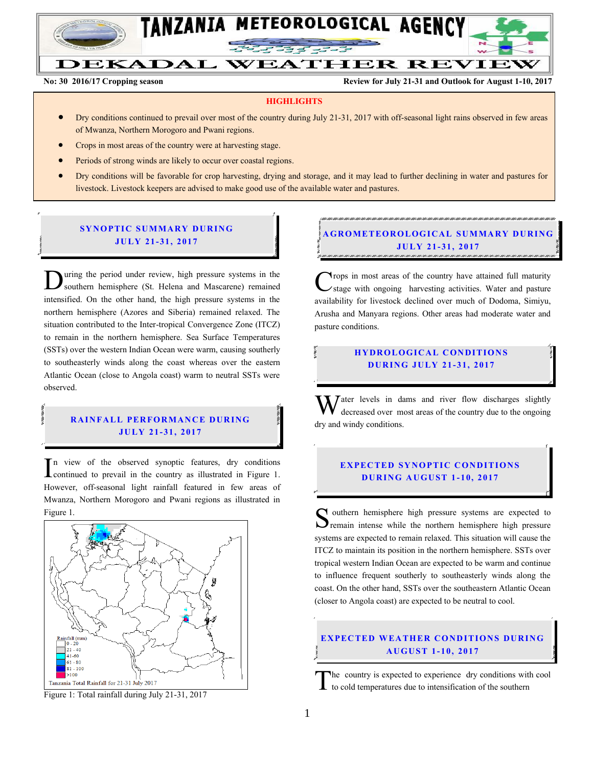# TANZANIA METEOROLOGICAL AGENCY

# DEKADAL WEATHER REVIEW

**No: 30 2016/17 Cropping season** | **Review for July 21-31 and Outlook for August 1-10, 2017**

## HIGHLIGHTS

- Dry conditions continued to prevail over most of the country during July 21-31, 2017 with off-seasonal light rains observed in few areas of Mwanza, Northern Morogoro and Pwani regions.
- Crops in most areas of the country were at harvesting stage.
- Periods of strong winds are likely to occur over coastal regions.
- Dry conditions will be favorable for crop harvesting, drying and storage, and it may lead to further declining in water and pastures for livestock. Livestock keepers are advised to make good use of the available water and pastures.

## SYNOPTIC SUMMARY DURING JULY 21-31, 2017

During the period under review, high pressure systems in the southern hemisphere (St. Helena and Mascarene) remained intensified. On the other hand, the high pressure systems in the northern hemisphere (Azores and Siberia) remained relaxed. The situation contributed to the Inter-tropical Convergence Zone (ITCZ) to remain in the northern hemisphere. Sea Surface Temperatures (SSTs) over the western Indian Ocean were warm, causing southerly to southeasterly winds along the coast whereas over the eastern Atlantic Ocean (close to Angola coast) warm to neutral SSTs were observed.

## RAINFALL PERFORMANCE DURING JULY 21-31, 2017

In view of the observed synoptic features, dry conditions continued to prevail in the country as illustrated in Figure 1. However, off-seasonal light rainfall featured in few areas of Mwanza, Northern Morogoro and Pwani regions as illustrated in Figure 1.

Rainfall (mm): 0 - 20; 21 - 40; 41-60; 61 - 80; 81 - 100; >100

Tanzania Total Rainfall for 21-31 July 2017

Figure 1: Total rainfall during July 21-31, 2017

## AGROMETEOROLOGICAL SUMMARY DURING JULY 21-31, 2017

Crops in most areas of the country have attained full maturity stage with ongoing harvesting activities. Water and pasture availability for livestock declined over much of Dodoma, Simiyu, Arusha and Manyara regions. Other areas had moderate water and pasture conditions.

## HYDROLOGICAL CONDITIONS DURING JULY 21-31, 2017

Water levels in dams and river flow discharges slightly decreased over most areas of the country due to the ongoing dry and windy conditions.

## EXPECTED SYNOPTIC CONDITIONS DURING AUGUST 1-10, 2017

Southern hemisphere high pressure systems are expected to remain intense while the northern hemisphere high pressure systems are expected to remain relaxed. This situation will cause the ITCZ to maintain its position in the northern hemisphere. SSTs over tropical western Indian Ocean are expected to be warm and continue to influence frequent southerly to southeasterly winds along the coast. On the other hand, SSTs over the southeastern Atlantic Ocean (closer to Angola coast) are expected to be neutral to cool.

## EXPECTED WEATHER CONDITIONS DURING AUGUST 1-10, 2017

The country is expected to experience dry conditions with cool to cold temperatures due to intensification of the southern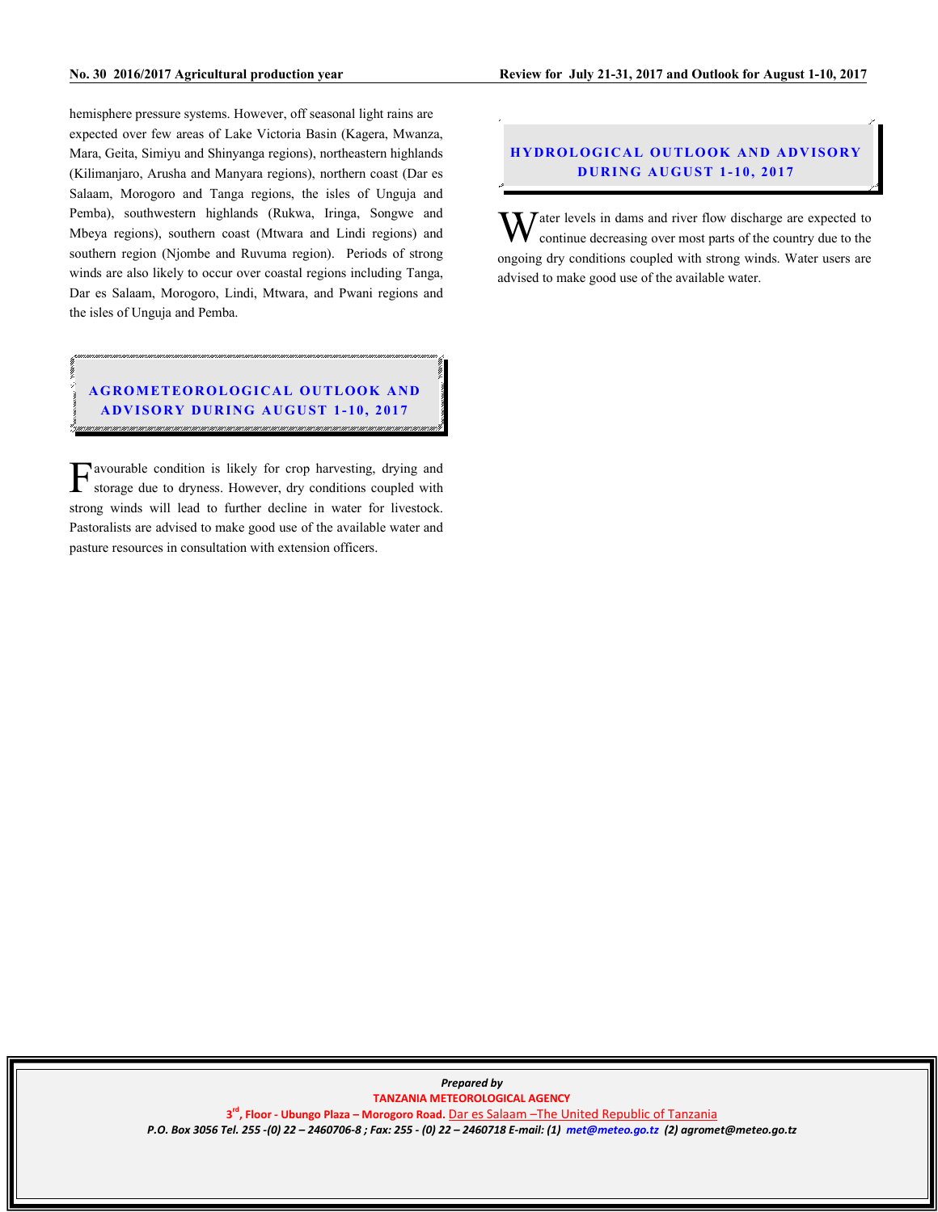hemisphere pressure systems. However, off seasonal light rains are expected over few areas of Lake Victoria Basin (Kagera, Mwanza, Mara, Geita, Simiyu and Shinyanga regions), northeastern highlands (Kilimanjaro, Arusha and Manyara regions), northern coast (Dar es Salaam, Morogoro and Tanga regions, the isles of Unguja and Pemba), southwestern highlands (Rukwa, Iringa, Songwe and Mbeya regions), southern coast (Mtwara and Lindi regions) and southern region (Njombe and Ruvuma region). Periods of strong winds are also likely to occur over coastal regions including Tanga, Dar es Salaam, Morogoro, Lindi, Mtwara, and Pwani regions and the isles of Unguja and Pemba.

## AGROMETEOROLOGICAL OUTLOOK AND ADVISORY DURING AUGUST 1-10, 2017

Favourable condition is likely for crop harvesting, drying and storage due to dryness. However, dry conditions coupled with strong winds will lead to further decline in water for livestock. Pastoralists are advised to make good use of the available water and pasture resources in consultation with extension officers.

## HYDROLOGICAL OUTLOOK AND ADVISORY DURING AUGUST 1-10, 2017

Water levels in dams and river flow discharge are expected to continue decreasing over most parts of the country due to the ongoing dry conditions coupled with strong winds. Water users are advised to make good use of the available water.

*Prepared by*

**TANZANIA METEOROLOGICAL AGENCY**

**3rd, Floor - Ubungo Plaza – Morogoro Road.** Dar es Salaam –The United Republic of Tanzania

***P.O. Box 3056 Tel. 255 -(0) 22 – 2460706-8 ; Fax: 255 - (0) 22 – 2460718 E-mail: (1) met@meteo.go.tz (2) agromet@meteo.go.tz***